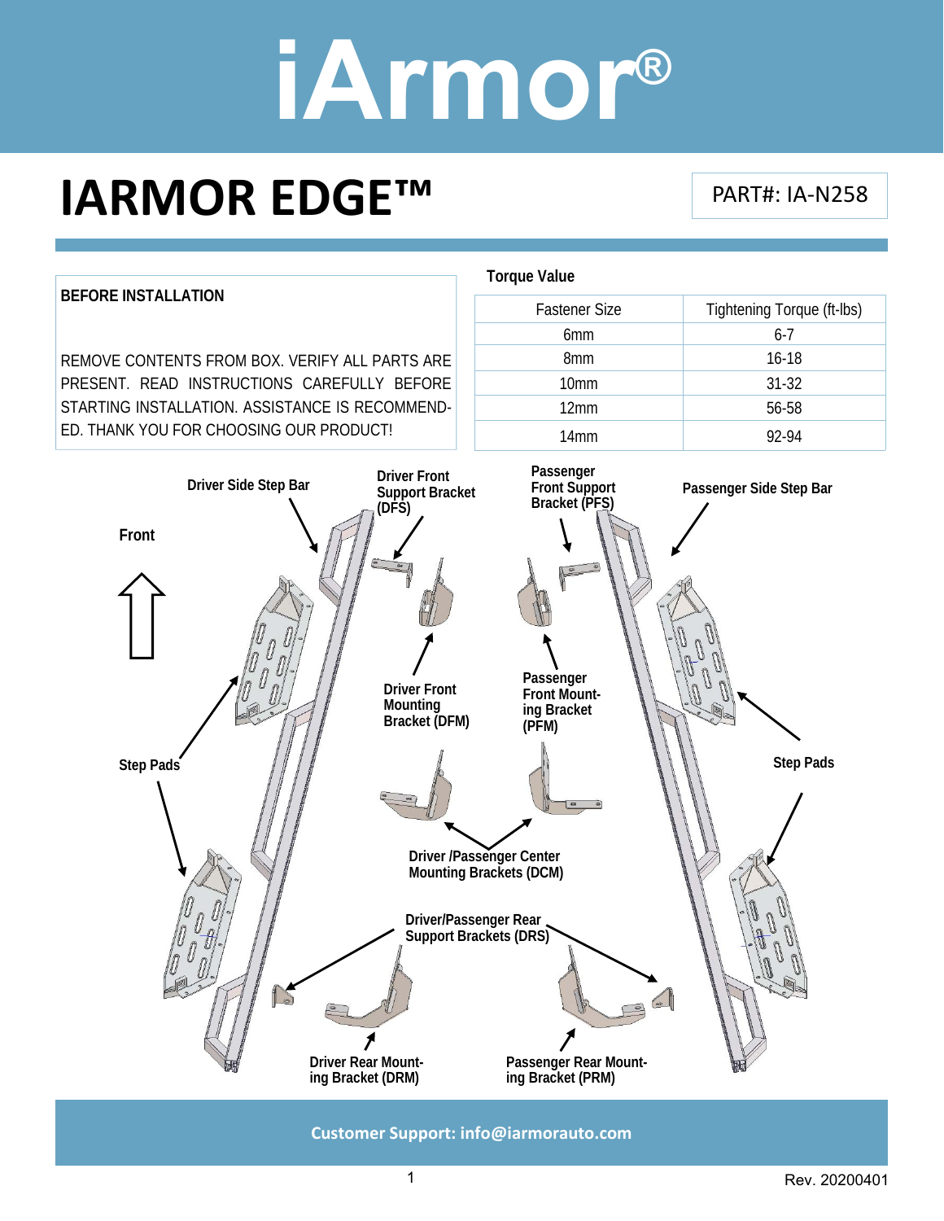# iArmor®

## IARMOR EDGE™

PART#: IA-N258

**BEFORE INSTALLATION**

REMOVE CONTENTS FROM BOX. VERIFY ALL PARTS ARE PRESENT. READ INSTRUCTIONS CAREFULLY BEFORE STARTING INSTALLATION. ASSISTANCE IS RECOMMENDED. THANK YOU FOR CHOOSING OUR PRODUCT!

**Torque Value**

| Fastener Size | Tightening Torque (ft-lbs) |
|---|---|
| 6mm | 6-7 |
| 8mm | 16-18 |
| 10mm | 31-32 |
| 12mm | 56-58 |
| 14mm | 92-94 |

**Front**

**Driver Side Step Bar**

**Driver Front Support Bracket (DFS)**

**Passenger Front Support Bracket (PFS)**

**Passenger Side Step Bar**

**Driver Front Mounting Bracket (DFM)**

**Passenger Front Mounting Bracket (PFM)**

**Step Pads**

**Step Pads**

**Driver /Passenger Center Mounting Brackets (DCM)**

**Driver/Passenger Rear Support Brackets (DRS)**

**Driver Rear Mounting Bracket (DRM)**

**Passenger Rear Mounting Bracket (PRM)**

**Customer Support: info@iarmorauto.com**

Rev. 20200401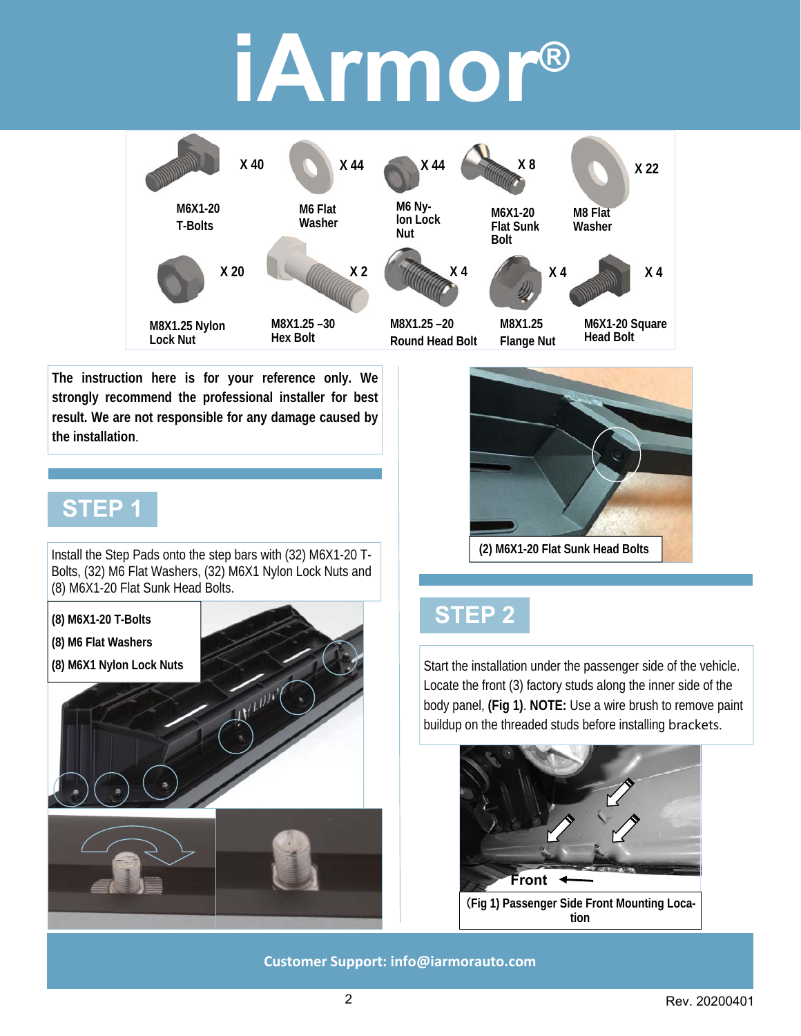# iArmor®

| Part | Qty |
|---|---|
| M6X1-20 T-Bolts | X 40 |
| M6 Flat Washer | X 44 |
| M6 Nylon Lock Nut | X 44 |
| M6X1-20 Flat Sunk Bolt | X 8 |
| M8 Flat Washer | X 22 |
| M8X1.25 Nylon Lock Nut | X 20 |
| M8X1.25 –30 Hex Bolt | X 2 |
| M8X1.25 –20 Round Head Bolt | X 4 |
| M8X1.25 Flange Nut | X 4 |
| M6X1-20 Square Head Bolt | X 4 |

**The instruction here is for your reference only. We strongly recommend the professional installer for best result. We are not responsible for any damage caused by the installation.**

## STEP 1

Install the Step Pads onto the step bars with (32) M6X1-20 T-Bolts, (32) M6 Flat Washers, (32) M6X1 Nylon Lock Nuts and (8) M6X1-20 Flat Sunk Head Bolts.

**(8) M6X1-20 T-Bolts**

**(8) M6 Flat Washers**

**(8) M6X1 Nylon Lock Nuts**

**(2) M6X1-20 Flat Sunk Head Bolts**

## STEP 2

Start the installation under the passenger side of the vehicle. Locate the front (3) factory studs along the inner side of the body panel, **(Fig 1)**. **NOTE:** Use a wire brush to remove paint buildup on the threaded studs before installing brackets.

Front

**(Fig 1) Passenger Side Front Mounting Location**

**Customer Support: info@iarmorauto.com**

Rev. 20200401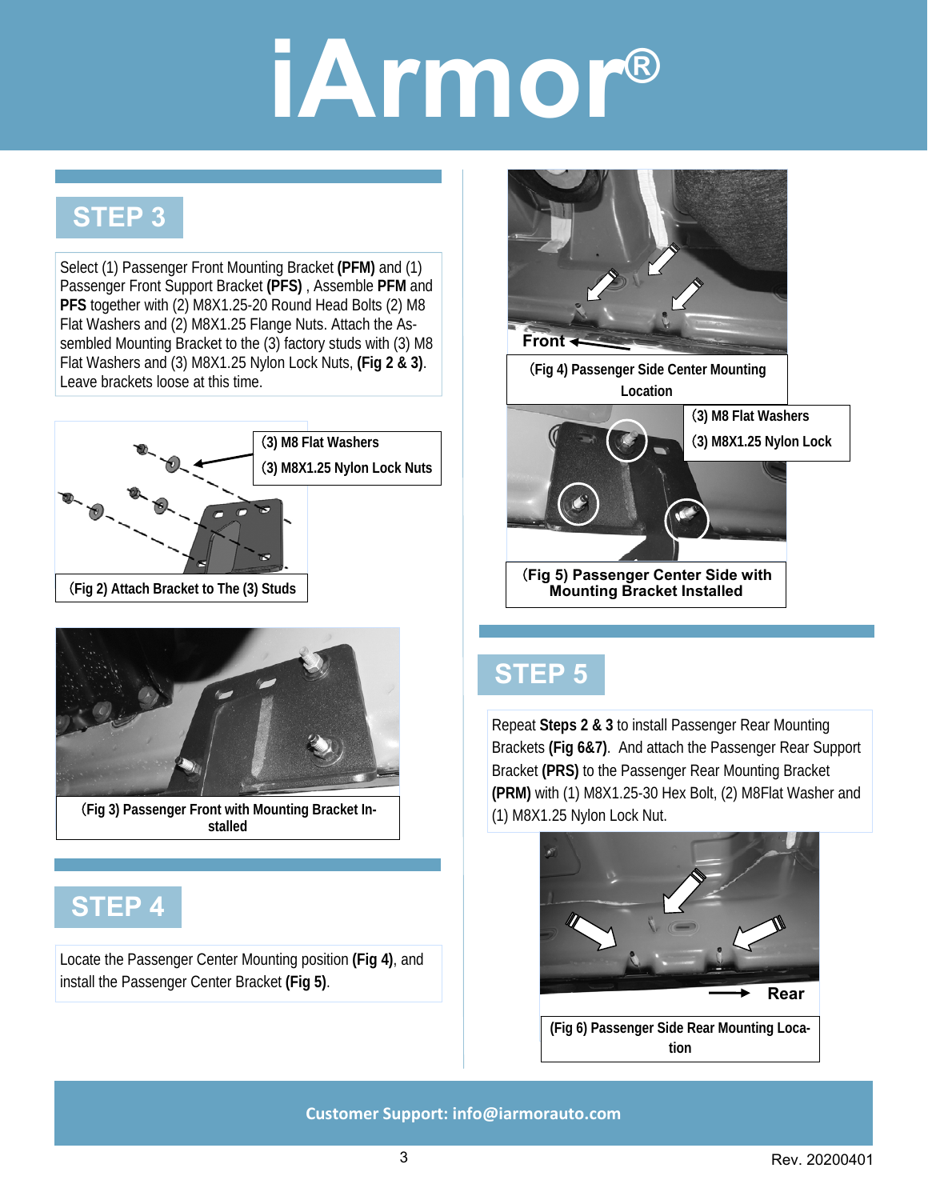## STEP 3

Select (1) Passenger Front Mounting Bracket **(PFM)** and (1) Passenger Front Support Bracket **(PFS)** , Assemble **PFM** and **PFS** together with (2) M8X1.25-20 Round Head Bolts (2) M8 Flat Washers and (2) M8X1.25 Flange Nuts. Attach the Assembled Mounting Bracket to the (3) factory studs with (3) M8 Flat Washers and (3) M8X1.25 Nylon Lock Nuts, **(Fig 2 & 3)**. Leave brackets loose at this time.

(3) M8 Flat Washers
(3) M8X1.25 Nylon Lock Nuts

(Fig 2) Attach Bracket to The (3) Studs

(Fig 3) Passenger Front with Mounting Bracket Installed

## STEP 4

Locate the Passenger Center Mounting position **(Fig 4)**, and install the Passenger Center Bracket **(Fig 5)**.

Front

(Fig 4) Passenger Side Center Mounting Location

(3) M8 Flat Washers
(3) M8X1.25 Nylon Lock

(Fig 5) Passenger Center Side with Mounting Bracket Installed

## STEP 5

Repeat **Steps 2 & 3** to install Passenger Rear Mounting Brackets **(Fig 6&7)**. And attach the Passenger Rear Support Bracket **(PRS)** to the Passenger Rear Mounting Bracket **(PRM)** with (1) M8X1.25-30 Hex Bolt, (2) M8Flat Washer and (1) M8X1.25 Nylon Lock Nut.

Rear

(Fig 6) Passenger Side Rear Mounting Location

Customer Support: info@iarmorauto.com

Rev. 20200401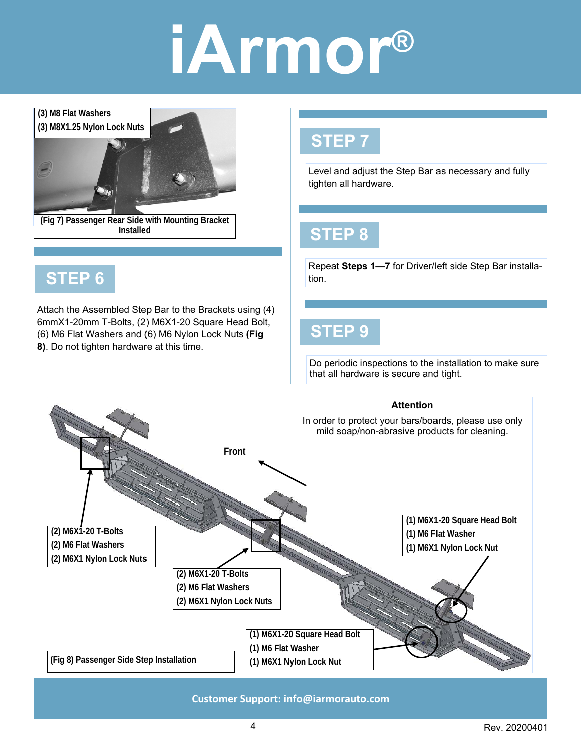# iArmor®

(3) M8 Flat Washers
(3) M8X1.25 Nylon Lock Nuts

(Fig 7) Passenger Rear Side with Mounting Bracket Installed

## STEP 6

Attach the Assembled Step Bar to the Brackets using (4) 6mmX1-20mm T-Bolts, (2) M6X1-20 Square Head Bolt, (6) M6 Flat Washers and (6) M6 Nylon Lock Nuts **(Fig 8)**. Do not tighten hardware at this time.

## STEP 7

Level and adjust the Step Bar as necessary and fully tighten all hardware.

## STEP 8

Repeat **Steps 1—7** for Driver/left side Step Bar installation.

## STEP 9

Do periodic inspections to the installation to make sure that all hardware is secure and tight.

**Attention**

In order to protect your bars/boards, please use only mild soap/non-abrasive products for cleaning.

Front

(2) M6X1-20 T-Bolts
(2) M6 Flat Washers
(2) M6X1 Nylon Lock Nuts

(2) M6X1-20 T-Bolts
(2) M6 Flat Washers
(2) M6X1 Nylon Lock Nuts

(1) M6X1-20 Square Head Bolt
(1) M6 Flat Washer
(1) M6X1 Nylon Lock Nut

(1) M6X1-20 Square Head Bolt
(1) M6 Flat Washer
(1) M6X1 Nylon Lock Nut

(Fig 8) Passenger Side Step Installation

Customer Support: info@iarmorauto.com

Rev. 20200401